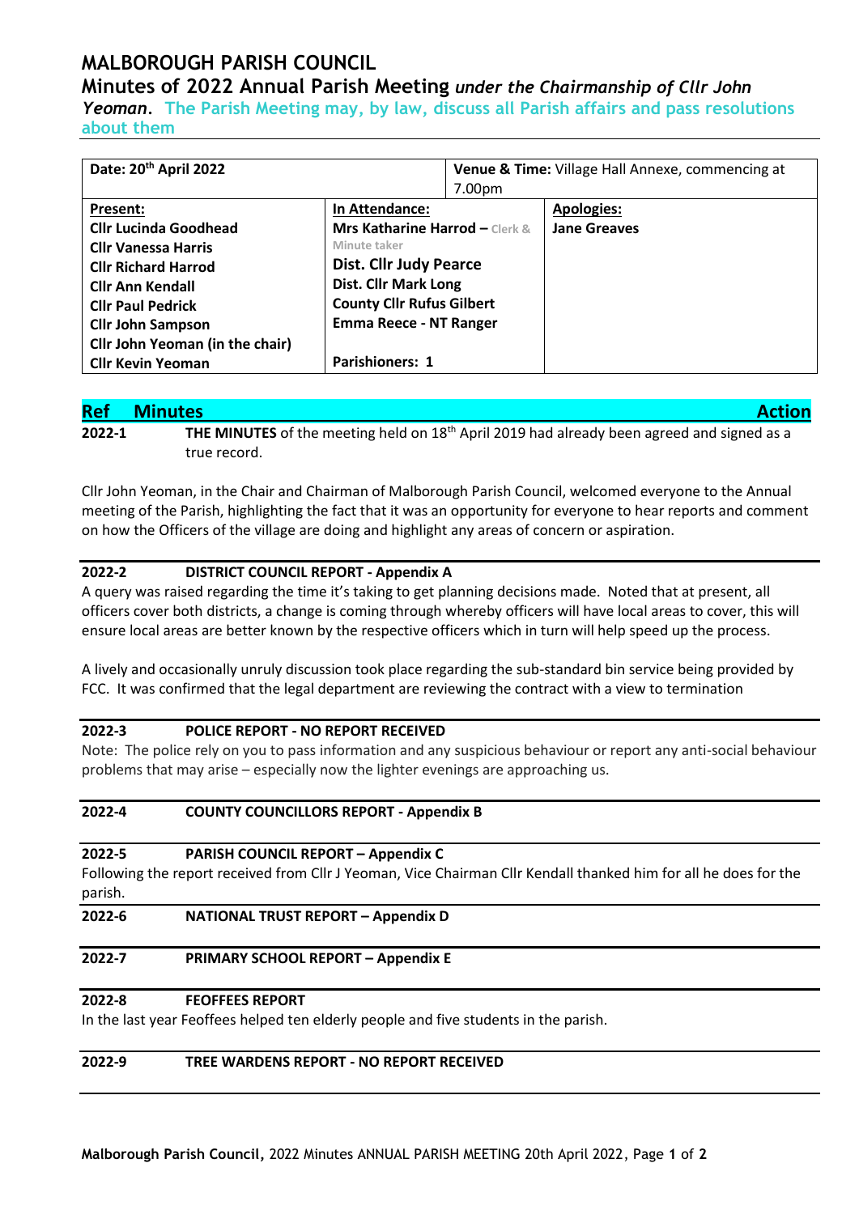# MALBOROUGH PARISH COUNCIL

## Minutes of 2022 Annual Parish Meeting *under the Chairmanship of Cllr John Yeoman*. The Parish Meeting may, by law, discuss all Parish affairs and pass resolutions about them

| **Date: 20th April 2022** | | **Venue & Time:** Village Hall Annexe, commencing at 7.00pm |
|---|---|---|
| **Present:** | **In Attendance:** | **Apologies:** |
| **Cllr Lucinda Goodhead** | **Mrs Katharine Harrod** – Clerk & Minute taker | **Jane Greaves** |
| **Cllr Vanessa Harris** | **Dist. Cllr Judy Pearce** | |
| **Cllr Richard Harrod** | **Dist. Cllr Mark Long** | |
| **Cllr Ann Kendall** | **County Cllr Rufus Gilbert** | |
| **Cllr Paul Pedrick** | **Emma Reece - NT Ranger** | |
| **Cllr John Sampson** | | |
| **Cllr John Yeoman (in the chair)** | | |
| **Cllr Kevin Yeoman** | **Parishioners: 1** | |

| **Ref** | **Minutes** | **Action** |
|---|---|---|
| **2022-1** | **THE MINUTES** of the meeting held on 18th April 2019 had already been agreed and signed as a true record. | |

Cllr John Yeoman, in the Chair and Chairman of Malborough Parish Council, welcomed everyone to the Annual meeting of the Parish, highlighting the fact that it was an opportunity for everyone to hear reports and comment on how the Officers of the village are doing and highlight any areas of concern or aspiration.

**2022-2 DISTRICT COUNCIL REPORT - Appendix A**

A query was raised regarding the time it's taking to get planning decisions made. Noted that at present, all officers cover both districts, a change is coming through whereby officers will have local areas to cover, this will ensure local areas are better known by the respective officers which in turn will help speed up the process.

A lively and occasionally unruly discussion took place regarding the sub-standard bin service being provided by FCC. It was confirmed that the legal department are reviewing the contract with a view to termination

**2022-3 POLICE REPORT - NO REPORT RECEIVED**

Note: The police rely on you to pass information and any suspicious behaviour or report any anti-social behaviour problems that may arise – especially now the lighter evenings are approaching us.

**2022-4 COUNTY COUNCILLORS REPORT - Appendix B**

**2022-5 PARISH COUNCIL REPORT – Appendix C**

Following the report received from Cllr J Yeoman, Vice Chairman Cllr Kendall thanked him for all he does for the parish.

**2022-6 NATIONAL TRUST REPORT – Appendix D**

**2022-7 PRIMARY SCHOOL REPORT – Appendix E**

**2022-8 FEOFFEES REPORT**

In the last year Feoffees helped ten elderly people and five students in the parish.

**2022-9 TREE WARDENS REPORT - NO REPORT RECEIVED**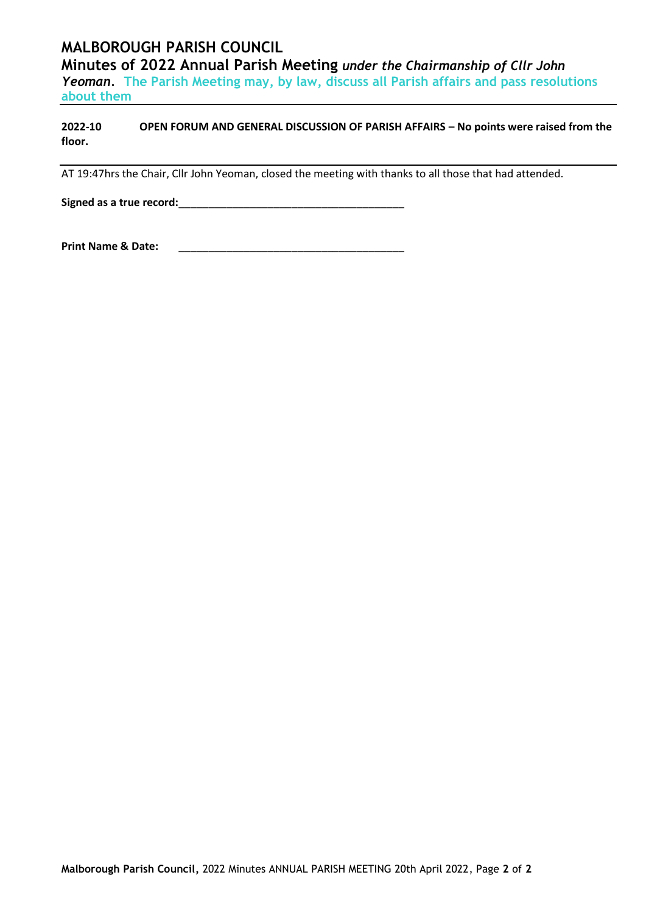# MALBOROUGH PARISH COUNCIL

## Minutes of 2022 Annual Parish Meeting *under the Chairmanship of Cllr John Yeoman*. The Parish Meeting may, by law, discuss all Parish affairs and pass resolutions about them

---

**2022-10 OPEN FORUM AND GENERAL DISCUSSION OF PARISH AFFAIRS – No points were raised from the floor.**

---

AT 19:47hrs the Chair, Cllr John Yeoman, closed the meeting with thanks to all those that had attended.

**Signed as a true record:**_______________________________________

**Print Name & Date:** _______________________________________